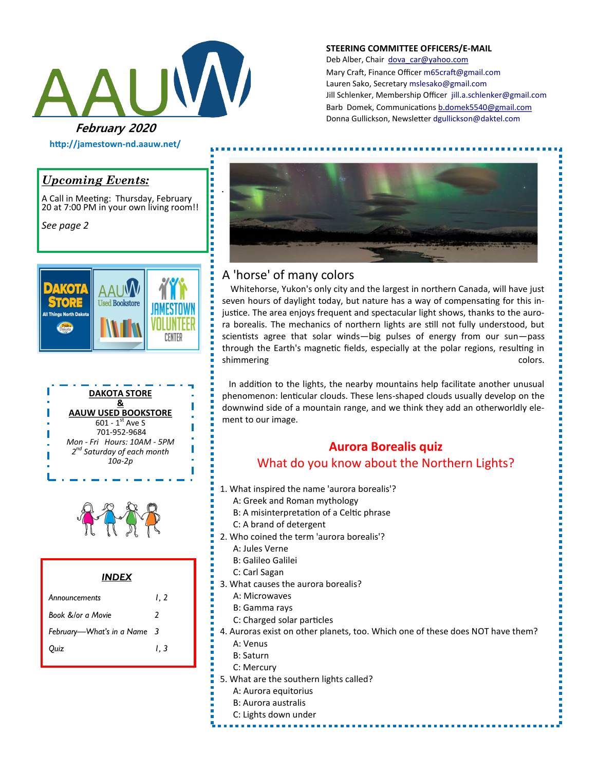# AAUW

***February 2020***

**http://jamestown-nd.aauw.net/**

**STEERING COMMITTEE OFFICERS/E-MAIL**

Deb Alber, Chair dova_car@yahoo.com
Mary Craft, Finance Officer m65craft@gmail.com
Lauren Sako, Secretary mslesako@gmail.com
Jill Schlenker, Membership Officer jill.a.schlenker@gmail.com
Barb Domek, Communications b.domek5540@gmail.com
Donna Gullickson, Newsletter dgullickson@daktel.com

## *Upcoming Events:*

A Call in Meeting: Thursday, February 20 at 7:00 PM in your own living room!!

*See page 2*

**DAKOTA STORE**
**&**
**AAUW USED BOOKSTORE**
601 - 1st Ave S
701-952-9684
*Mon - Fri Hours: 10AM - 5PM*
*2nd Saturday of each month*
*10a-2p*

### *INDEX*

| | |
|---|---|
| *Announcements* | *1, 2* |
| *Book &/or a Movie* | *2* |
| *February—What's in a Name* | *3* |
| *Quiz* | *1, 3* |

## A 'horse' of many colors

Whitehorse, Yukon's only city and the largest in northern Canada, will have just seven hours of daylight today, but nature has a way of compensating for this injustice. The area enjoys frequent and spectacular light shows, thanks to the aurora borealis. The mechanics of northern lights are still not fully understood, but scientists agree that solar winds—big pulses of energy from our sun—pass through the Earth's magnetic fields, especially at the polar regions, resulting in shimmering colors.

In addition to the lights, the nearby mountains help facilitate another unusual phenomenon: lenticular clouds. These lens-shaped clouds usually develop on the downwind side of a mountain range, and we think they add an otherworldly element to our image.

## Aurora Borealis quiz

### What do you know about the Northern Lights?

1. What inspired the name 'aurora borealis'?
   A: Greek and Roman mythology
   B: A misinterpretation of a Celtic phrase
   C: A brand of detergent
2. Who coined the term 'aurora borealis'?
   A: Jules Verne
   B: Galileo Galilei
   C: Carl Sagan
3. What causes the aurora borealis?
   A: Microwaves
   B: Gamma rays
   C: Charged solar particles
4. Auroras exist on other planets, too. Which one of these does NOT have them?
   A: Venus
   B: Saturn
   C: Mercury
5. What are the southern lights called?
   A: Aurora equitorius
   B: Aurora australis
   C: Lights down under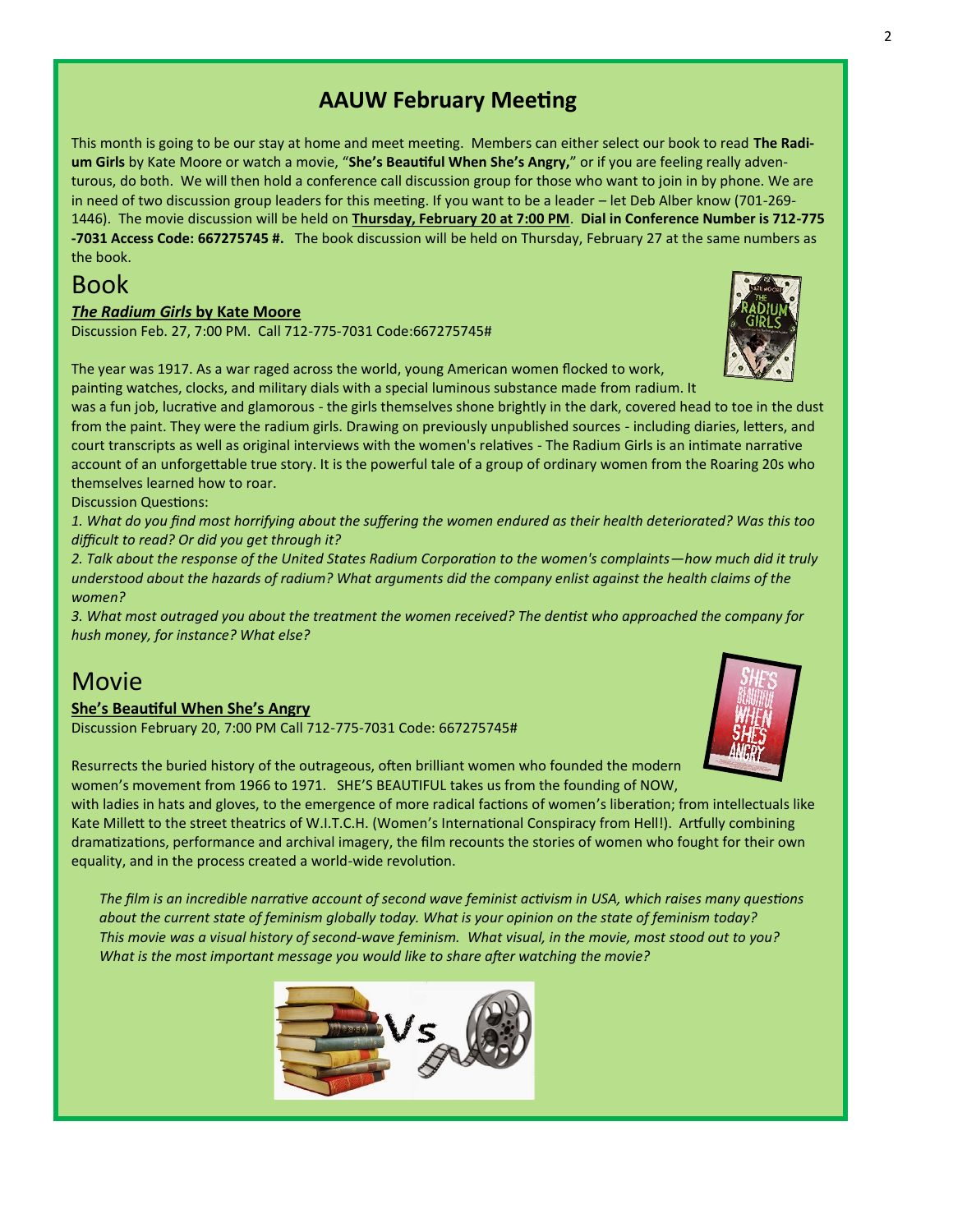## AAUW February Meeting

This month is going to be our stay at home and meet meeting. Members can either select our book to read **The Radium Girls** by Kate Moore or watch a movie, "**She's Beautiful When She's Angry,**" or if you are feeling really adventurous, do both. We will then hold a conference call discussion group for those who want to join in by phone. We are in need of two discussion group leaders for this meeting. If you want to be a leader – let Deb Alber know (701-269-1446). The movie discussion will be held on **Thursday, February 20 at 7:00 PM**. **Dial in Conference Number is 712-775-7031 Access Code: 667275745 #.** The book discussion will be held on Thursday, February 27 at the same numbers as the book.

# Book

***The Radium Girls* by Kate Moore**

Discussion Feb. 27, 7:00 PM. Call 712-775-7031 Code:667275745#

The year was 1917. As a war raged across the world, young American women flocked to work, painting watches, clocks, and military dials with a special luminous substance made from radium. It was a fun job, lucrative and glamorous - the girls themselves shone brightly in the dark, covered head to toe in the dust from the paint. They were the radium girls. Drawing on previously unpublished sources - including diaries, letters, and court transcripts as well as original interviews with the women's relatives - The Radium Girls is an intimate narrative account of an unforgettable true story. It is the powerful tale of a group of ordinary women from the Roaring 20s who themselves learned how to roar.

Discussion Questions:

*1. What do you find most horrifying about the suffering the women endured as their health deteriorated? Was this too difficult to read? Or did you get through it?*

*2. Talk about the response of the United States Radium Corporation to the women's complaints—how much did it truly understood about the hazards of radium? What arguments did the company enlist against the health claims of the women?*

*3. What most outraged you about the treatment the women received? The dentist who approached the company for hush money, for instance? What else?*

# Movie

**She's Beautiful When She's Angry**

Discussion February 20, 7:00 PM Call 712-775-7031 Code: 667275745#

Resurrects the buried history of the outrageous, often brilliant women who founded the modern women's movement from 1966 to 1971. SHE'S BEAUTIFUL takes us from the founding of NOW, with ladies in hats and gloves, to the emergence of more radical factions of women's liberation; from intellectuals like Kate Millett to the street theatrics of W.I.T.C.H. (Women's International Conspiracy from Hell!). Artfully combining dramatizations, performance and archival imagery, the film recounts the stories of women who fought for their own equality, and in the process created a world-wide revolution.

*The film is an incredible narrative account of second wave feminist activism in USA, which raises many questions about the current state of feminism globally today. What is your opinion on the state of feminism today? This movie was a visual history of second-wave feminism. What visual, in the movie, most stood out to you? What is the most important message you would like to share after watching the movie?*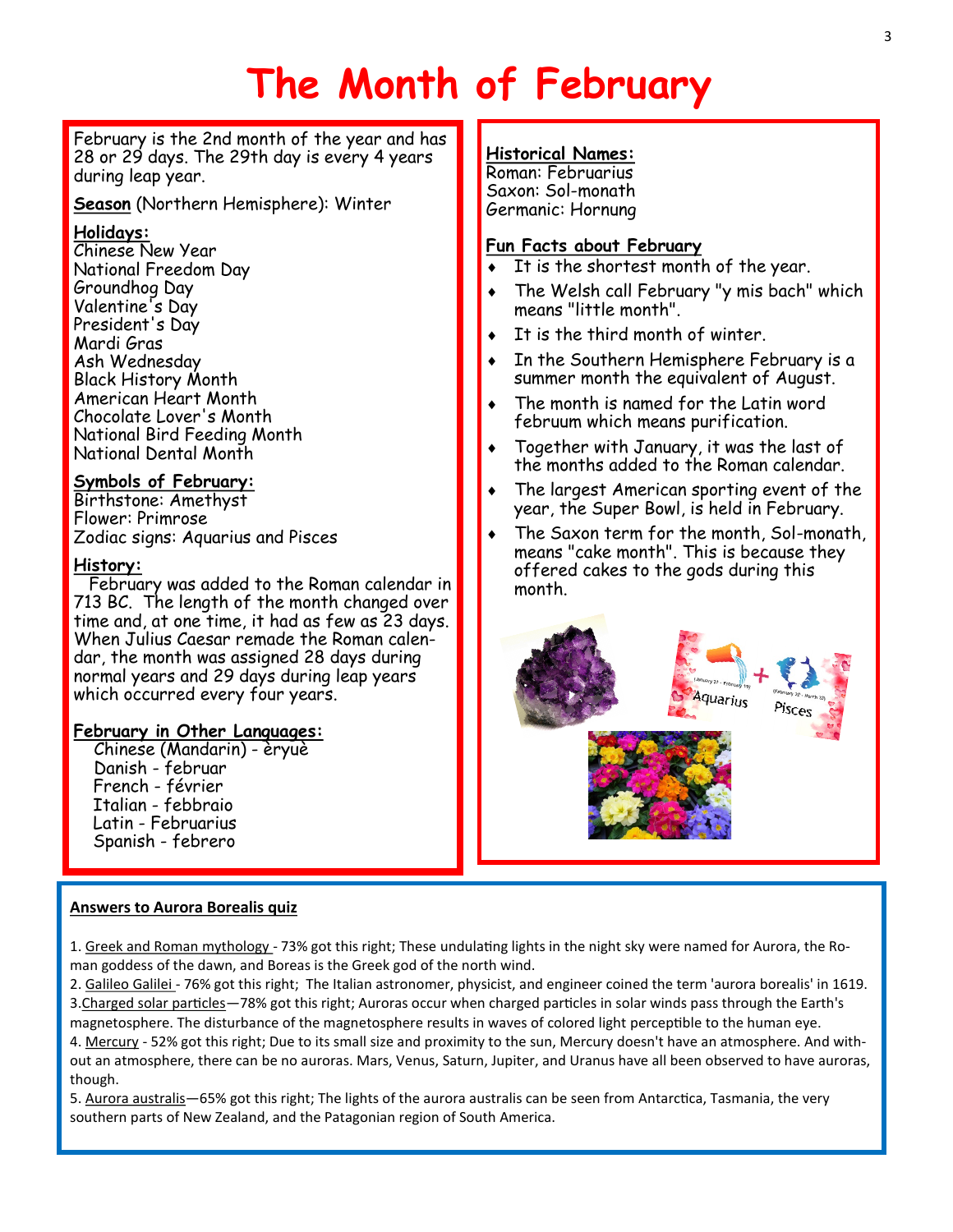# The Month of February

February is the 2nd month of the year and has 28 or 29 days. The 29th day is every 4 years during leap year.

**Season** (Northern Hemisphere): Winter

**Holidays:**
Chinese New Year
National Freedom Day
Groundhog Day
Valentine's Day
President's Day
Mardi Gras
Ash Wednesday
Black History Month
American Heart Month
Chocolate Lover's Month
National Bird Feeding Month
National Dental Month

**Symbols of February:**
Birthstone: Amethyst
Flower: Primrose
Zodiac signs: Aquarius and Pisces

**History:**
February was added to the Roman calendar in 713 BC. The length of the month changed over time and, at one time, it had as few as 23 days. When Julius Caesar remade the Roman calendar, the month was assigned 28 days during normal years and 29 days during leap years which occurred every four years.

**February in Other Languages:**
Chinese (Mandarin) - èryuè
Danish - februar
French - février
Italian - febbraio
Latin - Februarius
Spanish - febrero

**Historical Names:**
Roman: Februarius
Saxon: Sol-monath
Germanic: Hornung

**Fun Facts about February**

- It is the shortest month of the year.
- The Welsh call February "y mis bach" which means "little month".
- It is the third month of winter.
- In the Southern Hemisphere February is a summer month the equivalent of August.
- The month is named for the Latin word februum which means purification.
- Together with January, it was the last of the months added to the Roman calendar.
- The largest American sporting event of the year, the Super Bowl, is held in February.
- The Saxon term for the month, Sol-monath, means "cake month". This is because they offered cakes to the gods during this month.

**Answers to Aurora Borealis quiz**

1. Greek and Roman mythology - 73% got this right; These undulating lights in the night sky were named for Aurora, the Roman goddess of the dawn, and Boreas is the Greek god of the north wind.
2. Galileo Galilei - 76% got this right; The Italian astronomer, physicist, and engineer coined the term 'aurora borealis' in 1619.
3. Charged solar particles—78% got this right; Auroras occur when charged particles in solar winds pass through the Earth's magnetosphere. The disturbance of the magnetosphere results in waves of colored light perceptible to the human eye.
4. Mercury - 52% got this right; Due to its small size and proximity to the sun, Mercury doesn't have an atmosphere. And without an atmosphere, there can be no auroras. Mars, Venus, Saturn, Jupiter, and Uranus have all been observed to have auroras, though.
5. Aurora australis—65% got this right; The lights of the aurora australis can be seen from Antarctica, Tasmania, the very southern parts of New Zealand, and the Patagonian region of South America.